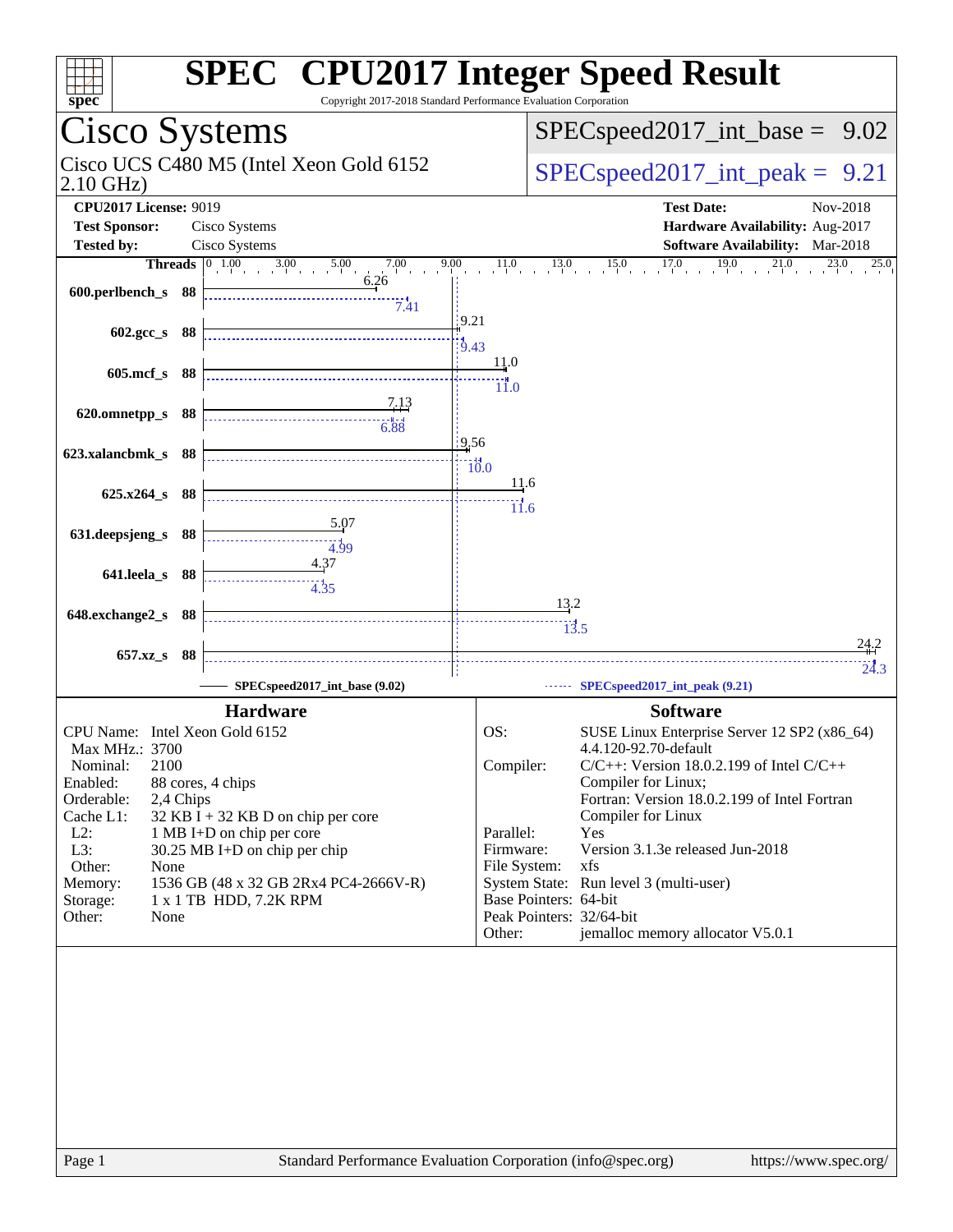# SPEC CPU2017 Integer Speed Result

Copyright 2017-2018 Standard Performance Evaluation Corporation

## Cisco Systems

Cisco UCS C480 M5 (Intel Xeon Gold 6152 2.10 GHz)

SPECspeed2017_int_base = 9.02

SPECspeed2017_int_peak = 9.21

**CPU2017 License:** 9019
**Test Sponsor:** Cisco Systems
**Tested by:** Cisco Systems

**Test Date:** Nov-2018
**Hardware Availability:** Aug-2017
**Software Availability:** Mar-2018

| Benchmark | Threads | Base | Peak |
|---|---|---|---|
| 600.perlbench_s | 88 | 6.26 | 7.41 |
| 602.gcc_s | 88 | 9.21 | 9.43 |
| 605.mcf_s | 88 | 11.0 | 11.0 |
| 620.omnetpp_s | 88 | 7.13 | 6.88 |
| 623.xalancbmk_s | 88 | 9.56 | 10.0 |
| 625.x264_s | 88 | 11.6 | 11.6 |
| 631.deepsjeng_s | 88 | 5.07 | 4.99 |
| 641.leela_s | 88 | 4.37 | 4.35 |
| 648.exchange2_s | 88 | 13.2 | 13.5 |
| 657.xz_s | 88 | 24.2 | 24.3 |

SPECspeed2017_int_base (9.02) — SPECspeed2017_int_peak (9.21)

### Hardware

| | |
|---|---|
| CPU Name: | Intel Xeon Gold 6152 |
| Max MHz.: | 3700 |
| Nominal: | 2100 |
| Enabled: | 88 cores, 4 chips |
| Orderable: | 2,4 Chips |
| Cache L1: | 32 KB I + 32 KB D on chip per core |
| L2: | 1 MB I+D on chip per core |
| L3: | 30.25 MB I+D on chip per chip |
| Other: | None |
| Memory: | 1536 GB (48 x 32 GB 2Rx4 PC4-2666V-R) |
| Storage: | 1 x 1 TB HDD, 7.2K RPM |
| Other: | None |

### Software

| | |
|---|---|
| OS: | SUSE Linux Enterprise Server 12 SP2 (x86_64) 4.4.120-92.70-default |
| Compiler: | C/C++: Version 18.0.2.199 of Intel C/C++ Compiler for Linux; Fortran: Version 18.0.2.199 of Intel Fortran Compiler for Linux |
| Parallel: | Yes |
| Firmware: | Version 3.1.3e released Jun-2018 |
| File System: | xfs |
| System State: | Run level 3 (multi-user) |
| Base Pointers: | 64-bit |
| Peak Pointers: | 32/64-bit |
| Other: | jemalloc memory allocator V5.0.1 |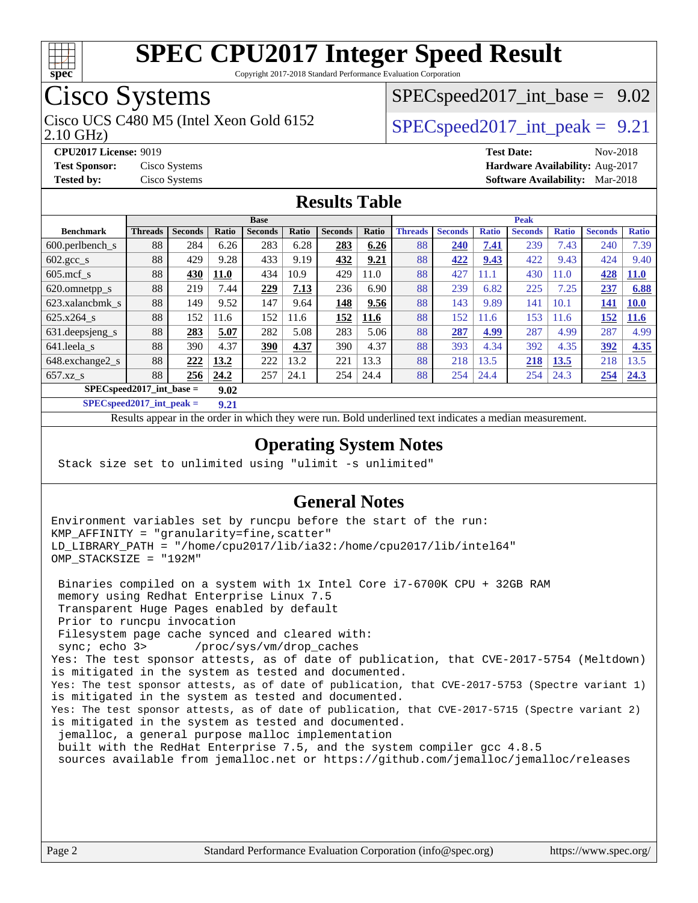# SPEC CPU2017 Integer Speed Result

Copyright 2017-2018 Standard Performance Evaluation Corporation

## Cisco Systems

Cisco UCS C480 M5 (Intel Xeon Gold 6152 2.10 GHz)

SPECspeed2017_int_base = 9.02

SPECspeed2017_int_peak = 9.21

**CPU2017 License:** 9019
**Test Sponsor:** Cisco Systems
**Tested by:** Cisco Systems
**Test Date:** Nov-2018
**Hardware Availability:** Aug-2017
**Software Availability:** Mar-2018

## Results Table

| Benchmark | Base | | | | | | | Peak | | | | | | |
|---|---|---|---|---|---|---|---|---|---|---|---|---|---|---|
| | Threads | Seconds | Ratio | Seconds | Ratio | Seconds | Ratio | Threads | Seconds | Ratio | Seconds | Ratio | Seconds | Ratio |
| 600.perlbench_s | 88 | 284 | 6.26 | 283 | 6.28 | **283** | **6.26** | 88 | **240** | **7.41** | 239 | 7.43 | 240 | 7.39 |
| 602.gcc_s | 88 | 429 | 9.28 | 433 | 9.19 | **432** | **9.21** | 88 | **422** | **9.43** | 422 | 9.43 | 424 | 9.40 |
| 605.mcf_s | 88 | **430** | **11.0** | 434 | 10.9 | 429 | 11.0 | 88 | 427 | 11.1 | 430 | 11.0 | **428** | **11.0** |
| 620.omnetpp_s | 88 | 219 | 7.44 | **229** | **7.13** | 236 | 6.90 | 88 | 239 | 6.82 | 225 | 7.25 | **237** | **6.88** |
| 623.xalancbmk_s | 88 | 149 | 9.52 | 147 | 9.64 | **148** | **9.56** | 88 | 143 | 9.89 | 141 | 10.1 | **141** | **10.0** |
| 625.x264_s | 88 | 152 | 11.6 | 152 | 11.6 | **152** | **11.6** | 88 | 152 | 11.6 | 153 | 11.6 | **152** | **11.6** |
| 631.deepsjeng_s | 88 | **283** | **5.07** | 282 | 5.08 | 283 | 5.06 | 88 | **287** | **4.99** | 287 | 4.99 | 287 | 4.99 |
| 641.leela_s | 88 | 390 | 4.37 | **390** | **4.37** | 390 | 4.37 | 88 | 393 | 4.34 | 392 | 4.35 | **392** | **4.35** |
| 648.exchange2_s | 88 | **222** | **13.2** | 222 | 13.2 | 221 | 13.3 | 88 | 218 | 13.5 | **218** | **13.5** | 218 | 13.5 |
| 657.xz_s | 88 | **256** | **24.2** | 257 | 24.1 | 254 | 24.4 | 88 | 254 | 24.4 | 254 | 24.3 | **254** | **24.3** |

**SPECspeed2017_int_base = 9.02**

**SPECspeed2017_int_peak = 9.21**

Results appear in the order in which they were run. Bold underlined text indicates a median measurement.

## Operating System Notes

```
Stack size set to unlimited using "ulimit -s unlimited"
```

## General Notes

```
Environment variables set by runcpu before the start of the run:
KMP_AFFINITY = "granularity=fine,scatter"
LD_LIBRARY_PATH = "/home/cpu2017/lib/ia32:/home/cpu2017/lib/intel64"
OMP_STACKSIZE = "192M"

 Binaries compiled on a system with 1x Intel Core i7-6700K CPU + 32GB RAM
 memory using Redhat Enterprise Linux 7.5
 Transparent Huge Pages enabled by default
 Prior to runcpu invocation
 Filesystem page cache synced and cleared with:
 sync; echo 3>       /proc/sys/vm/drop_caches
Yes: The test sponsor attests, as of date of publication, that CVE-2017-5754 (Meltdown)
is mitigated in the system as tested and documented.
Yes: The test sponsor attests, as of date of publication, that CVE-2017-5753 (Spectre variant 1)
is mitigated in the system as tested and documented.
Yes: The test sponsor attests, as of date of publication, that CVE-2017-5715 (Spectre variant 2)
is mitigated in the system as tested and documented.
 jemalloc, a general purpose malloc implementation
 built with the RedHat Enterprise 7.5, and the system compiler gcc 4.8.5
 sources available from jemalloc.net or https://github.com/jemalloc/jemalloc/releases
```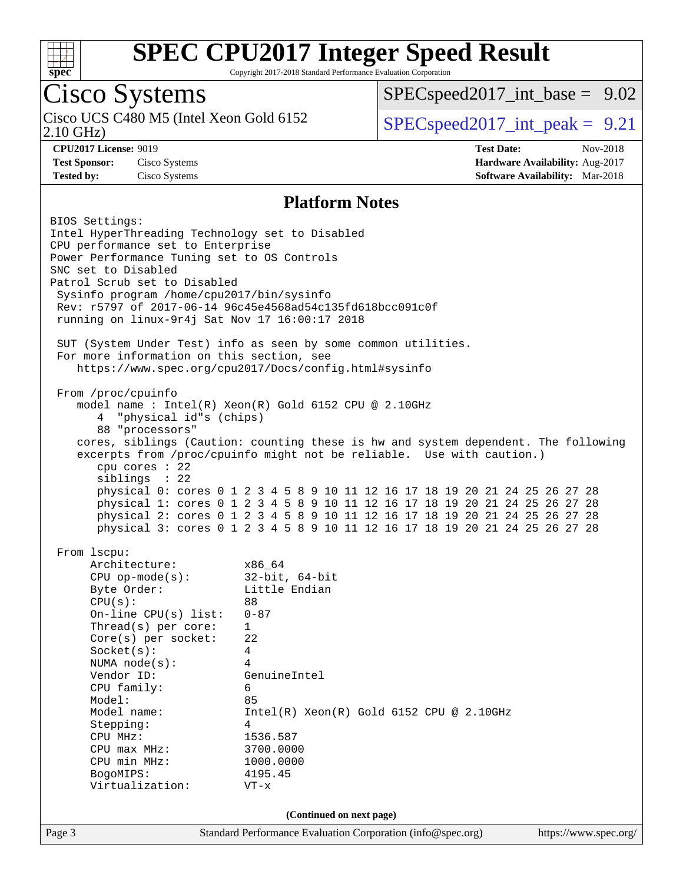# SPEC CPU2017 Integer Speed Result

Copyright 2017-2018 Standard Performance Evaluation Corporation

## Cisco Systems

Cisco UCS C480 M5 (Intel Xeon Gold 6152 2.10 GHz)

SPECspeed2017_int_base = 9.02

SPECspeed2017_int_peak = 9.21

**CPU2017 License:** 9019
**Test Sponsor:** Cisco Systems
**Tested by:** Cisco Systems

**Test Date:** Nov-2018
**Hardware Availability:** Aug-2017
**Software Availability:** Mar-2018

## Platform Notes

```
BIOS Settings:
Intel HyperThreading Technology set to Disabled
CPU performance set to Enterprise
Power Performance Tuning set to OS Controls
SNC set to Disabled
Patrol Scrub set to Disabled
 Sysinfo program /home/cpu2017/bin/sysinfo
 Rev: r5797 of 2017-06-14 96c45e4568ad54c135fd618bcc091c0f
 running on linux-9r4j Sat Nov 17 16:00:17 2018

 SUT (System Under Test) info as seen by some common utilities.
 For more information on this section, see
    https://www.spec.org/cpu2017/Docs/config.html#sysinfo

 From /proc/cpuinfo
    model name : Intel(R) Xeon(R) Gold 6152 CPU @ 2.10GHz
       4  "physical id"s (chips)
       88 "processors"
    cores, siblings (Caution: counting these is hw and system dependent. The following
    excerpts from /proc/cpuinfo might not be reliable.  Use with caution.)
       cpu cores : 22
       siblings  : 22
       physical 0: cores 0 1 2 3 4 5 8 9 10 11 12 16 17 18 19 20 21 24 25 26 27 28
       physical 1: cores 0 1 2 3 4 5 8 9 10 11 12 16 17 18 19 20 21 24 25 26 27 28
       physical 2: cores 0 1 2 3 4 5 8 9 10 11 12 16 17 18 19 20 21 24 25 26 27 28
       physical 3: cores 0 1 2 3 4 5 8 9 10 11 12 16 17 18 19 20 21 24 25 26 27 28

 From lscpu:
      Architecture:          x86_64
      CPU op-mode(s):        32-bit, 64-bit
      Byte Order:            Little Endian
      CPU(s):                88
      On-line CPU(s) list:   0-87
      Thread(s) per core:    1
      Core(s) per socket:    22
      Socket(s):             4
      NUMA node(s):          4
      Vendor ID:             GenuineIntel
      CPU family:            6
      Model:                 85
      Model name:            Intel(R) Xeon(R) Gold 6152 CPU @ 2.10GHz
      Stepping:              4
      CPU MHz:               1536.587
      CPU max MHz:           3700.0000
      CPU min MHz:           1000.0000
      BogoMIPS:              4195.45
      Virtualization:        VT-x
```

(Continued on next page)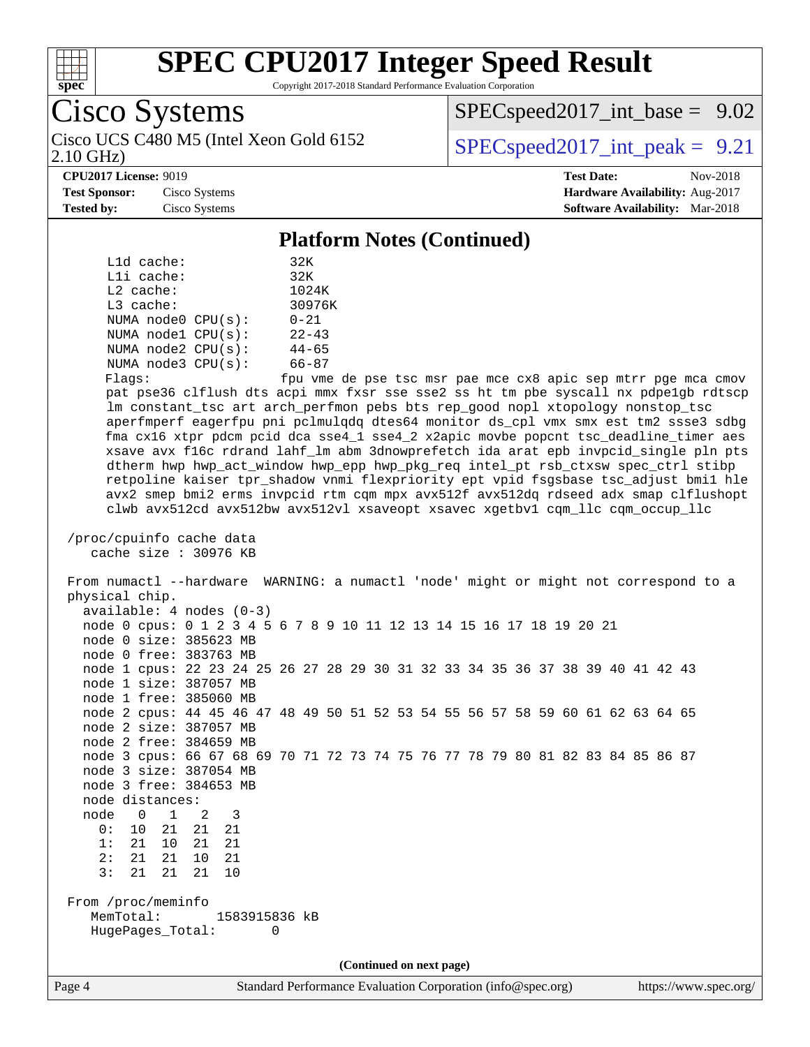# SPEC CPU2017 Integer Speed Result

Copyright 2017-2018 Standard Performance Evaluation Corporation

**Cisco Systems**

Cisco UCS C480 M5 (Intel Xeon Gold 6152 2.10 GHz)

SPECspeed2017_int_base = 9.02

SPECspeed2017_int_peak = 9.21

**CPU2017 License:** 9019
**Test Sponsor:** Cisco Systems
**Tested by:** Cisco Systems

**Test Date:** Nov-2018
**Hardware Availability:** Aug-2017
**Software Availability:** Mar-2018

## Platform Notes (Continued)

```
     L1d cache:             32K
     L1i cache:             32K
     L2 cache:              1024K
     L3 cache:              30976K
     NUMA node0 CPU(s):     0-21
     NUMA node1 CPU(s):     22-43
     NUMA node2 CPU(s):     44-65
     NUMA node3 CPU(s):     66-87
     Flags:                 fpu vme de pse tsc msr pae mce cx8 apic sep mtrr pge mca cmov
     pat pse36 clflush dts acpi mmx fxsr sse sse2 ss ht tm pbe syscall nx pdpe1gb rdtscp
     lm constant_tsc art arch_perfmon pebs bts rep_good nopl xtopology nonstop_tsc
     aperfmperf eagerfpu pni pclmulqdq dtes64 monitor ds_cpl vmx smx est tm2 ssse3 sdbg
     fma cx16 xtpr pdcm pcid dca sse4_1 sse4_2 x2apic movbe popcnt tsc_deadline_timer aes
     xsave avx f16c rdrand lahf_lm abm 3dnowprefetch ida arat epb invpcid_single pln pts
     dtherm hwp hwp_act_window hwp_epp hwp_pkg_req intel_pt rsb_ctxsw spec_ctrl stibp
     retpoline kaiser tpr_shadow vnmi flexpriority ept vpid fsgsbase tsc_adjust bmi1 hle
     avx2 smep bmi2 erms invpcid rtm cqm mpx avx512f avx512dq rdseed adx smap clflushopt
     clwb avx512cd avx512bw avx512vl xsaveopt xsavec xgetbv1 cqm_llc cqm_occup_llc

 /proc/cpuinfo cache data
    cache size : 30976 KB

 From numactl --hardware  WARNING: a numactl 'node' might or might not correspond to a
 physical chip.
   available: 4 nodes (0-3)
   node 0 cpus: 0 1 2 3 4 5 6 7 8 9 10 11 12 13 14 15 16 17 18 19 20 21
   node 0 size: 385623 MB
   node 0 free: 383763 MB
   node 1 cpus: 22 23 24 25 26 27 28 29 30 31 32 33 34 35 36 37 38 39 40 41 42 43
   node 1 size: 387057 MB
   node 1 free: 385060 MB
   node 2 cpus: 44 45 46 47 48 49 50 51 52 53 54 55 56 57 58 59 60 61 62 63 64 65
   node 2 size: 387057 MB
   node 2 free: 384659 MB
   node 3 cpus: 66 67 68 69 70 71 72 73 74 75 76 77 78 79 80 81 82 83 84 85 86 87
   node 3 size: 387054 MB
   node 3 free: 384653 MB
   node distances:
   node   0   1   2   3
     0:  10  21  21  21
     1:  21  10  21  21
     2:  21  21  10  21
     3:  21  21  21  10

 From /proc/meminfo
    MemTotal:       1583915836 kB
    HugePages_Total:       0
```

(Continued on next page)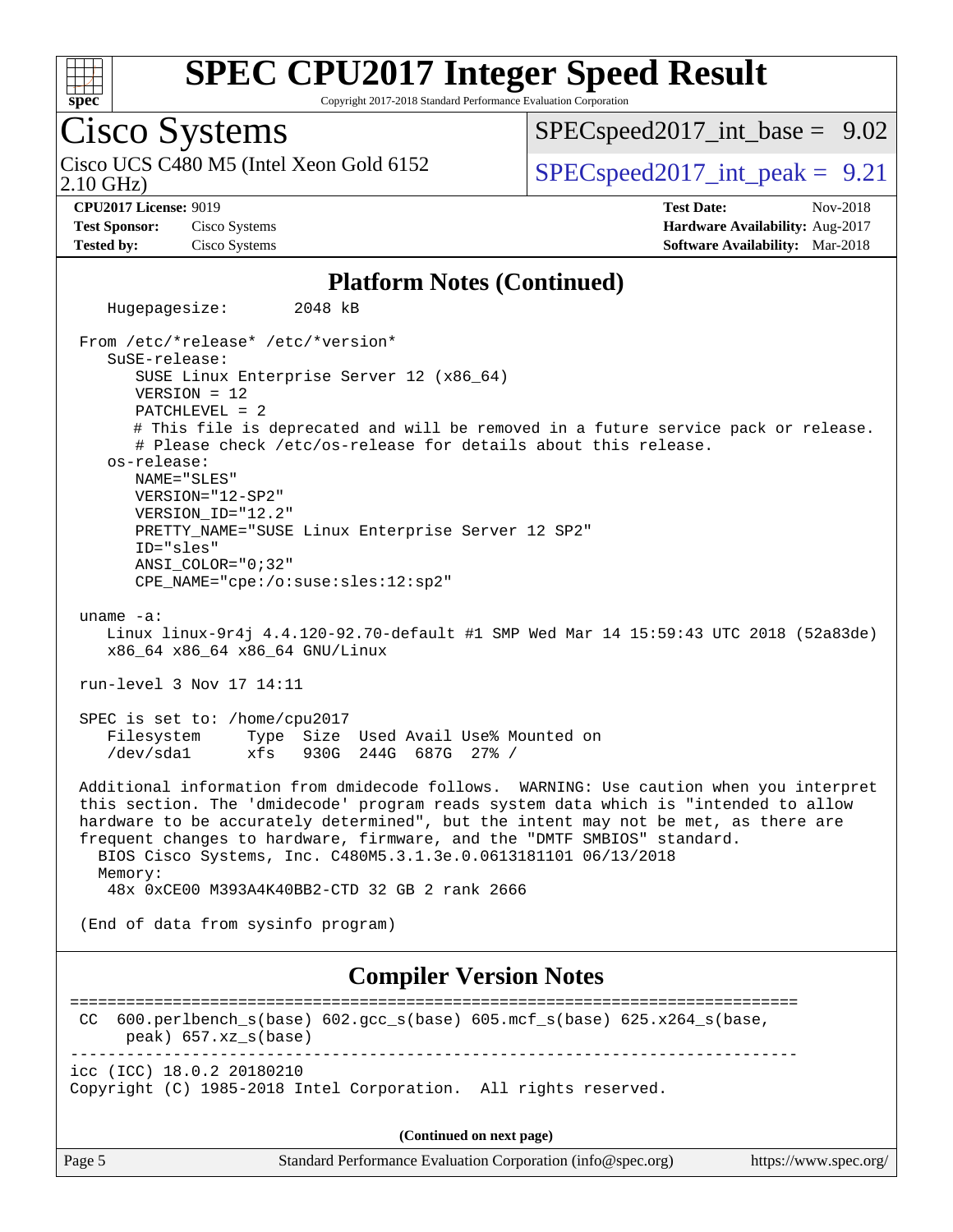## Platform Notes (Continued)

```
   Hugepagesize:       2048 kB

 From /etc/*release* /etc/*version*
    SuSE-release:
       SUSE Linux Enterprise Server 12 (x86_64)
       VERSION = 12
       PATCHLEVEL = 2
       # This file is deprecated and will be removed in a future service pack or release.
       # Please check /etc/os-release for details about this release.
    os-release:
       NAME="SLES"
       VERSION="12-SP2"
       VERSION_ID="12.2"
       PRETTY_NAME="SUSE Linux Enterprise Server 12 SP2"
       ID="sles"
       ANSI_COLOR="0;32"
       CPE_NAME="cpe:/o:suse:sles:12:sp2"

 uname -a:
    Linux linux-9r4j 4.4.120-92.70-default #1 SMP Wed Mar 14 15:59:43 UTC 2018 (52a83de)
    x86_64 x86_64 x86_64 GNU/Linux

 run-level 3 Nov 17 14:11

 SPEC is set to: /home/cpu2017
    Filesystem     Type  Size  Used Avail Use% Mounted on
    /dev/sda1      xfs   930G  244G  687G  27% /

 Additional information from dmidecode follows.  WARNING: Use caution when you interpret
 this section. The 'dmidecode' program reads system data which is "intended to allow
 hardware to be accurately determined", but the intent may not be met, as there are
 frequent changes to hardware, firmware, and the "DMTF SMBIOS" standard.
   BIOS Cisco Systems, Inc. C480M5.3.1.3e.0.0613181101 06/13/2018
   Memory:
    48x 0xCE00 M393A4K40BB2-CTD 32 GB 2 rank 2666

 (End of data from sysinfo program)
```

## Compiler Version Notes

```
==============================================================================
 CC  600.perlbench_s(base) 602.gcc_s(base) 605.mcf_s(base) 625.x264_s(base,
      peak) 657.xz_s(base)
------------------------------------------------------------------------------
icc (ICC) 18.0.2 20180210
Copyright (C) 1985-2018 Intel Corporation.  All rights reserved.
```

(Continued on next page)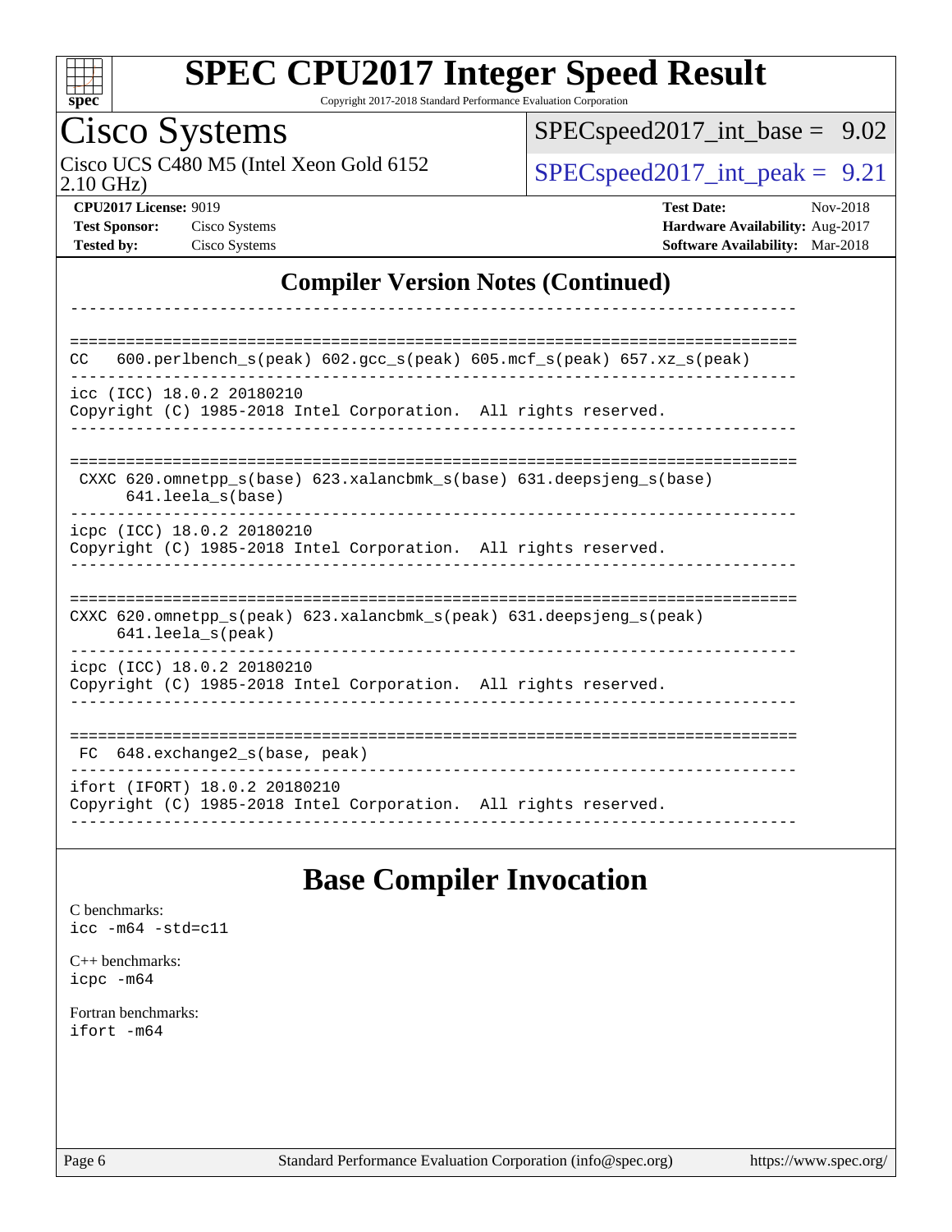## Compiler Version Notes (Continued)

```
------------------------------------------------------------------------------

==============================================================================
CC   600.perlbench_s(peak) 602.gcc_s(peak) 605.mcf_s(peak) 657.xz_s(peak)
------------------------------------------------------------------------------
icc (ICC) 18.0.2 20180210
Copyright (C) 1985-2018 Intel Corporation.  All rights reserved.
------------------------------------------------------------------------------

==============================================================================
 CXXC 620.omnetpp_s(base) 623.xalancbmk_s(base) 631.deepsjeng_s(base)
      641.leela_s(base)
------------------------------------------------------------------------------
icpc (ICC) 18.0.2 20180210
Copyright (C) 1985-2018 Intel Corporation.  All rights reserved.
------------------------------------------------------------------------------

==============================================================================
CXXC 620.omnetpp_s(peak) 623.xalancbmk_s(peak) 631.deepsjeng_s(peak)
     641.leela_s(peak)
------------------------------------------------------------------------------
icpc (ICC) 18.0.2 20180210
Copyright (C) 1985-2018 Intel Corporation.  All rights reserved.
------------------------------------------------------------------------------

==============================================================================
 FC  648.exchange2_s(base, peak)
------------------------------------------------------------------------------
ifort (IFORT) 18.0.2 20180210
Copyright (C) 1985-2018 Intel Corporation.  All rights reserved.
------------------------------------------------------------------------------
```

## Base Compiler Invocation

C benchmarks:
`icc -m64 -std=c11`

C++ benchmarks:
`icpc -m64`

Fortran benchmarks:
`ifort -m64`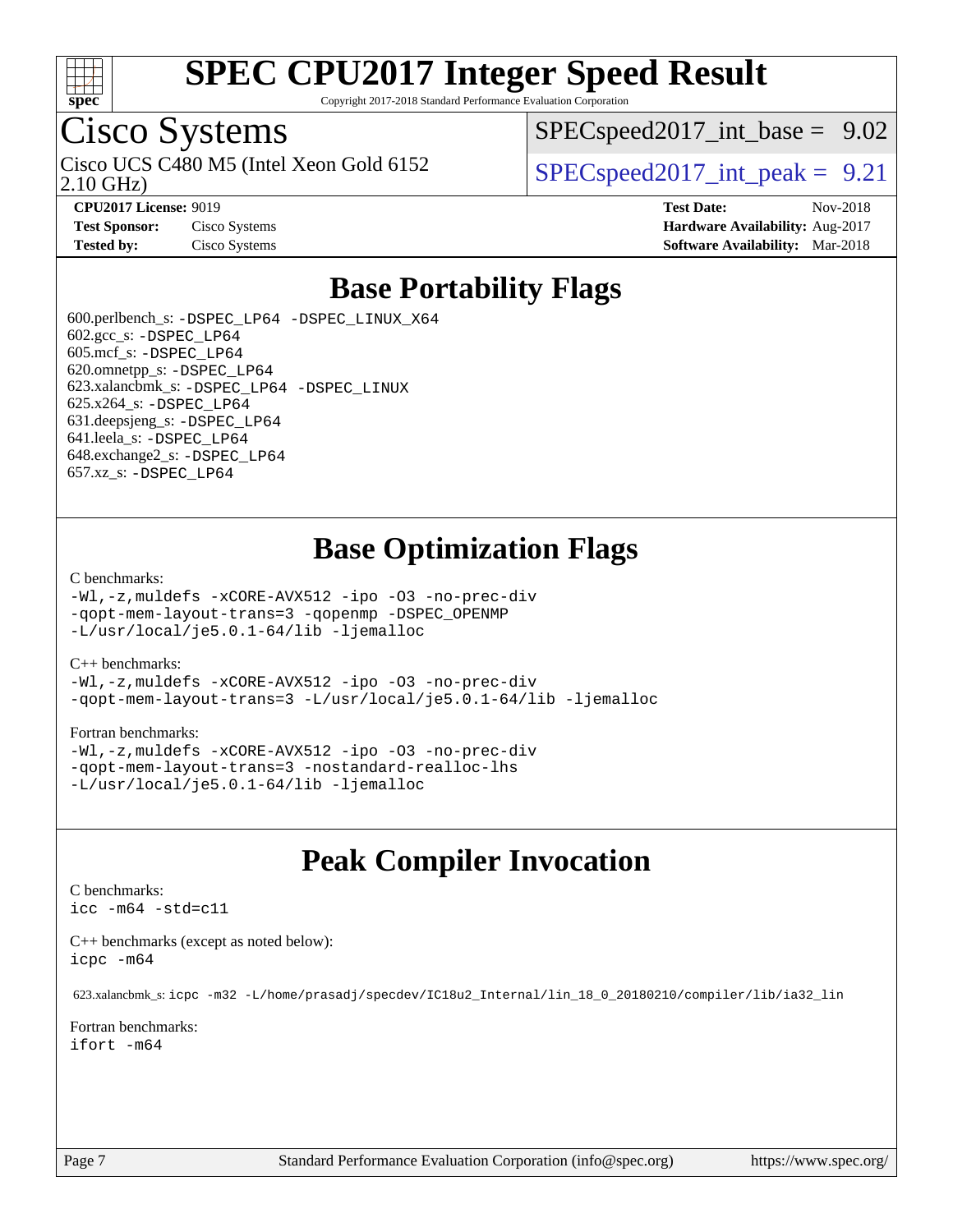# SPEC CPU2017 Integer Speed Result

Copyright 2017-2018 Standard Performance Evaluation Corporation

## Cisco Systems

Cisco UCS C480 M5 (Intel Xeon Gold 6152 2.10 GHz)

SPECspeed2017_int_base = 9.02

SPECspeed2017_int_peak = 9.21

**CPU2017 License:** 9019
**Test Sponsor:** Cisco Systems
**Tested by:** Cisco Systems

**Test Date:** Nov-2018
**Hardware Availability:** Aug-2017
**Software Availability:** Mar-2018

## Base Portability Flags

600.perlbench_s: `-DSPEC_LP64 -DSPEC_LINUX_X64`
602.gcc_s: `-DSPEC_LP64`
605.mcf_s: `-DSPEC_LP64`
620.omnetpp_s: `-DSPEC_LP64`
623.xalancbmk_s: `-DSPEC_LP64 -DSPEC_LINUX`
625.x264_s: `-DSPEC_LP64`
631.deepsjeng_s: `-DSPEC_LP64`
641.leela_s: `-DSPEC_LP64`
648.exchange2_s: `-DSPEC_LP64`
657.xz_s: `-DSPEC_LP64`

## Base Optimization Flags

C benchmarks:

```
-Wl,-z,muldefs -xCORE-AVX512 -ipo -O3 -no-prec-div
-qopt-mem-layout-trans=3 -qopenmp -DSPEC_OPENMP
-L/usr/local/je5.0.1-64/lib -ljemalloc
```

C++ benchmarks:

```
-Wl,-z,muldefs -xCORE-AVX512 -ipo -O3 -no-prec-div
-qopt-mem-layout-trans=3 -L/usr/local/je5.0.1-64/lib -ljemalloc
```

Fortran benchmarks:

```
-Wl,-z,muldefs -xCORE-AVX512 -ipo -O3 -no-prec-div
-qopt-mem-layout-trans=3 -nostandard-realloc-lhs
-L/usr/local/je5.0.1-64/lib -ljemalloc
```

## Peak Compiler Invocation

C benchmarks:

```
icc -m64 -std=c11
```

C++ benchmarks (except as noted below):

```
icpc -m64
```

623.xalancbmk_s: `icpc -m32 -L/home/prasadj/specdev/IC18u2_Internal/lin_18_0_20180210/compiler/lib/ia32_lin`

Fortran benchmarks:

```
ifort -m64
```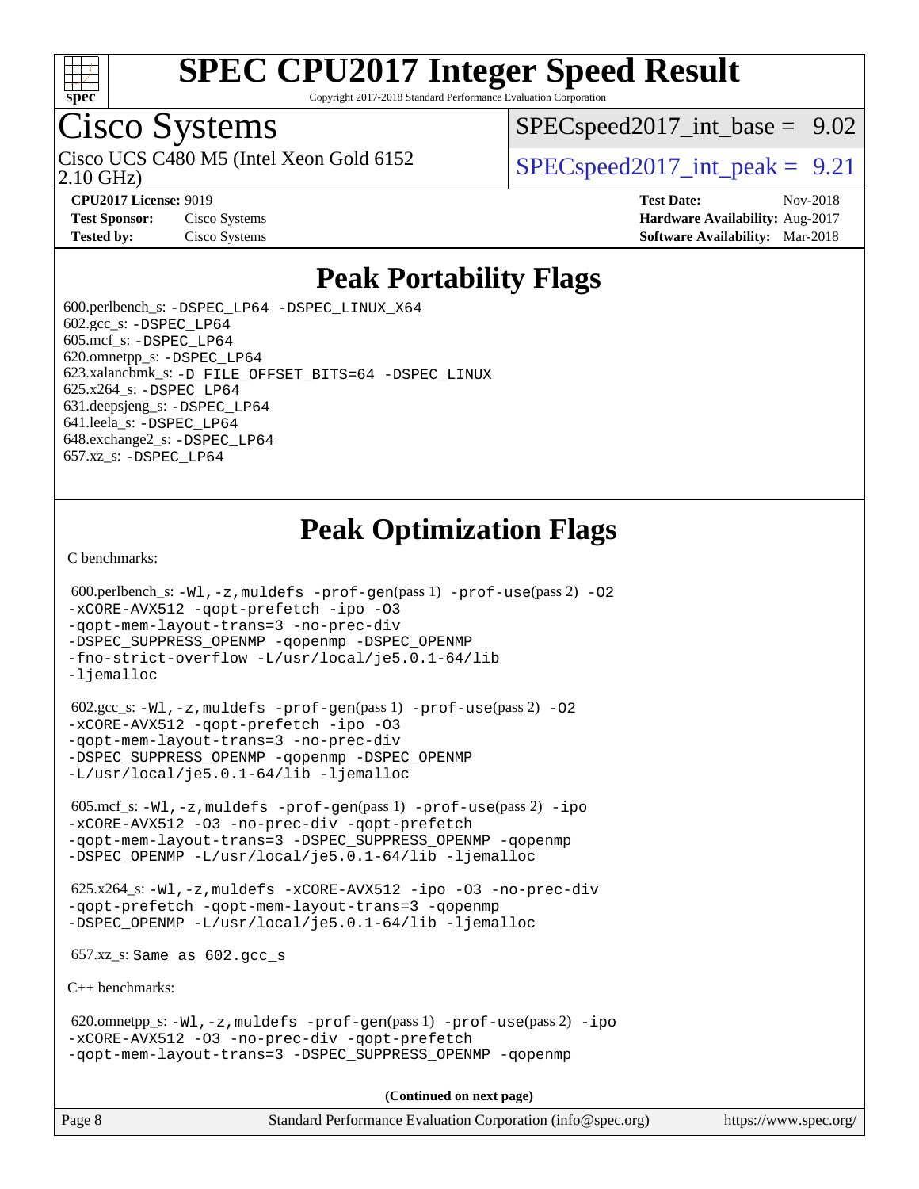# Peak Portability Flags

600.perlbench_s: -DSPEC_LP64 -DSPEC_LINUX_X64
602.gcc_s: -DSPEC_LP64
605.mcf_s: -DSPEC_LP64
620.omnetpp_s: -DSPEC_LP64
623.xalancbmk_s: -D_FILE_OFFSET_BITS=64 -DSPEC_LINUX
625.x264_s: -DSPEC_LP64
631.deepsjeng_s: -DSPEC_LP64
641.leela_s: -DSPEC_LP64
648.exchange2_s: -DSPEC_LP64
657.xz_s: -DSPEC_LP64

# Peak Optimization Flags

C benchmarks:

600.perlbench_s: -Wl,-z,muldefs -prof-gen(pass 1) -prof-use(pass 2) -O2 -xCORE-AVX512 -qopt-prefetch -ipo -O3 -qopt-mem-layout-trans=3 -no-prec-div -DSPEC_SUPPRESS_OPENMP -qopenmp -DSPEC_OPENMP -fno-strict-overflow -L/usr/local/je5.0.1-64/lib -ljemalloc

602.gcc_s: -Wl,-z,muldefs -prof-gen(pass 1) -prof-use(pass 2) -O2 -xCORE-AVX512 -qopt-prefetch -ipo -O3 -qopt-mem-layout-trans=3 -no-prec-div -DSPEC_SUPPRESS_OPENMP -qopenmp -DSPEC_OPENMP -L/usr/local/je5.0.1-64/lib -ljemalloc

605.mcf_s: -Wl,-z,muldefs -prof-gen(pass 1) -prof-use(pass 2) -ipo -xCORE-AVX512 -O3 -no-prec-div -qopt-prefetch -qopt-mem-layout-trans=3 -DSPEC_SUPPRESS_OPENMP -qopenmp -DSPEC_OPENMP -L/usr/local/je5.0.1-64/lib -ljemalloc

625.x264_s: -Wl,-z,muldefs -xCORE-AVX512 -ipo -O3 -no-prec-div -qopt-prefetch -qopt-mem-layout-trans=3 -qopenmp -DSPEC_OPENMP -L/usr/local/je5.0.1-64/lib -ljemalloc

657.xz_s: Same as 602.gcc_s

C++ benchmarks:

620.omnetpp_s: -Wl,-z,muldefs -prof-gen(pass 1) -prof-use(pass 2) -ipo -xCORE-AVX512 -O3 -no-prec-div -qopt-prefetch -qopt-mem-layout-trans=3 -DSPEC_SUPPRESS_OPENMP -qopenmp

(Continued on next page)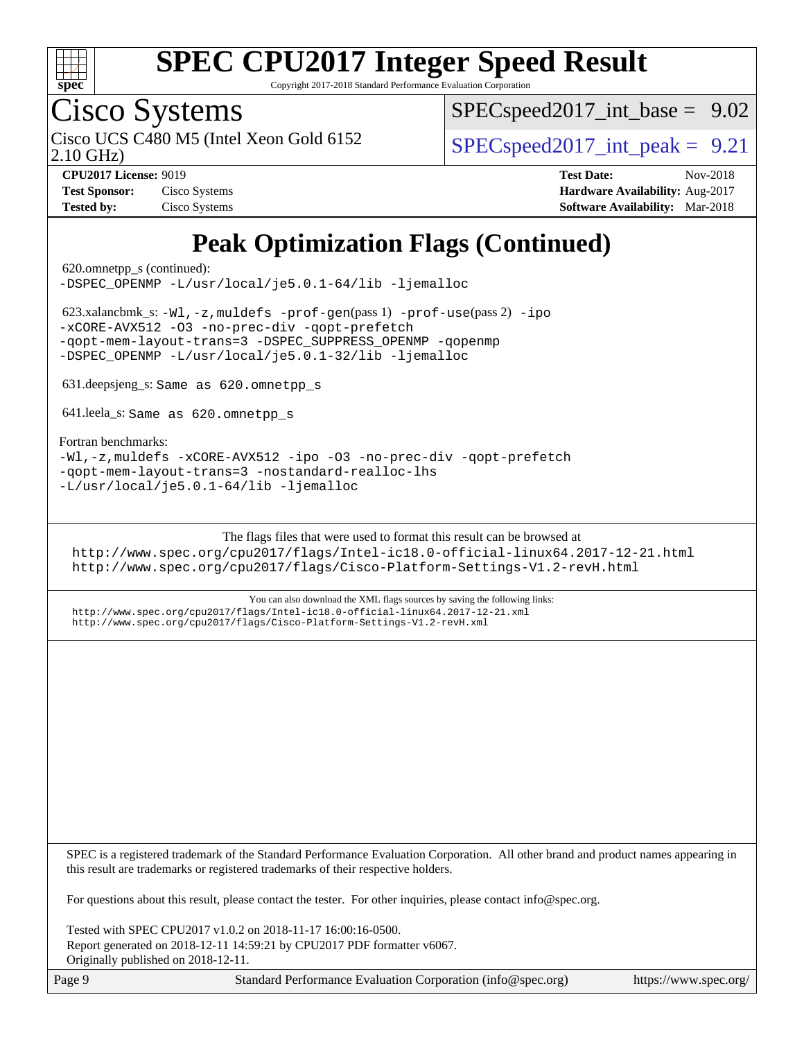# Peak Optimization Flags (Continued)

620.omnetpp_s (continued):
-DSPEC_OPENMP -L/usr/local/je5.0.1-64/lib -ljemalloc

623.xalancbmk_s: -Wl,-z,muldefs -prof-gen(pass 1) -prof-use(pass 2) -ipo
-xCORE-AVX512 -O3 -no-prec-div -qopt-prefetch
-qopt-mem-layout-trans=3 -DSPEC_SUPPRESS_OPENMP -qopenmp
-DSPEC_OPENMP -L/usr/local/je5.0.1-32/lib -ljemalloc

631.deepsjeng_s: Same as 620.omnetpp_s

641.leela_s: Same as 620.omnetpp_s

Fortran benchmarks:
-Wl,-z,muldefs -xCORE-AVX512 -ipo -O3 -no-prec-div -qopt-prefetch
-qopt-mem-layout-trans=3 -nostandard-realloc-lhs
-L/usr/local/je5.0.1-64/lib -ljemalloc

The flags files that were used to format this result can be browsed at
http://www.spec.org/cpu2017/flags/Intel-ic18.0-official-linux64.2017-12-21.html
http://www.spec.org/cpu2017/flags/Cisco-Platform-Settings-V1.2-revH.html

You can also download the XML flags sources by saving the following links:
http://www.spec.org/cpu2017/flags/Intel-ic18.0-official-linux64.2017-12-21.xml
http://www.spec.org/cpu2017/flags/Cisco-Platform-Settings-V1.2-revH.xml

SPEC is a registered trademark of the Standard Performance Evaluation Corporation. All other brand and product names appearing in this result are trademarks or registered trademarks of their respective holders.

For questions about this result, please contact the tester. For other inquiries, please contact info@spec.org.

Tested with SPEC CPU2017 v1.0.2 on 2018-11-17 16:00:16-0500.
Report generated on 2018-12-11 14:59:21 by CPU2017 PDF formatter v6067.
Originally published on 2018-12-11.